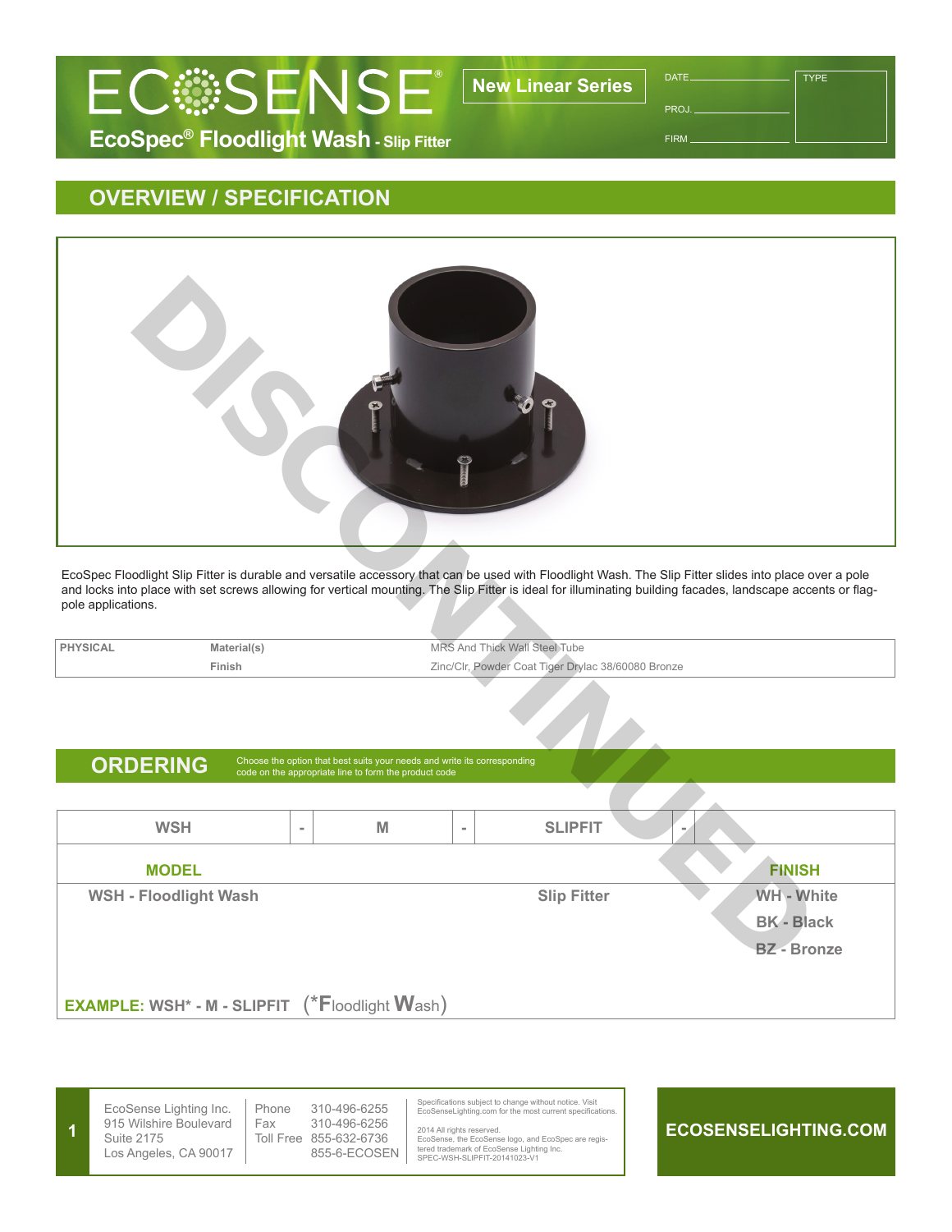# ECOSENSE®

## EcoSpec® Floodlight Wash - Slip Fitter

**New Linear Series**

DATE ____________ TYPE

PROJ. ____________

FIRM ____________

DISCONTINUED

## OVERVIEW / SPECIFICATION

EcoSpec Floodlight Slip Fitter is durable and versatile accessory that can be used with Floodlight Wash. The Slip Fitter slides into place over a pole and locks into place with set screws allowing for vertical mounting. The Slip Fitter is ideal for illuminating building facades, landscape accents or flag-pole applications.

| PHYSICAL | Material(s) | MRS And Thick Wall Steel Tube |
|---|---|---|
| | Finish | Zinc/Clr, Powder Coat Tiger Drylac 38/60080 Bronze |

## ORDERING

Choose the option that best suits your needs and write its corresponding code on the appropriate line to form the product code

| WSH | - | M | - | SLIPFIT | - | |
|---|---|---|---|---|---|---|
| **MODEL** | | | | | | **FINISH** |
| WSH - Floodlight Wash | | | | Slip Fitter | | WH - White |
| | | | | | | BK - Black |
| | | | | | | BZ - Bronze |

**EXAMPLE: WSH* - M - SLIPFIT** (*Floodlight Wash)

EcoSense Lighting Inc.
915 Wilshire Boulevard
Suite 2175
Los Angeles, CA 90017

Phone 310-496-6255
Fax 310-496-6256
Toll Free 855-632-6736
855-6-ECOSEN

Specifications subject to change without notice. Visit EcoSenseLighting.com for the most current specifications.

2014 All rights reserved.
EcoSense, the EcoSense logo, and EcoSpec are registered trademark of EcoSense Lighting Inc.
SPEC-WSH-SLIPFIT-20141023-V1

**ECOSENSELIGHTING.COM**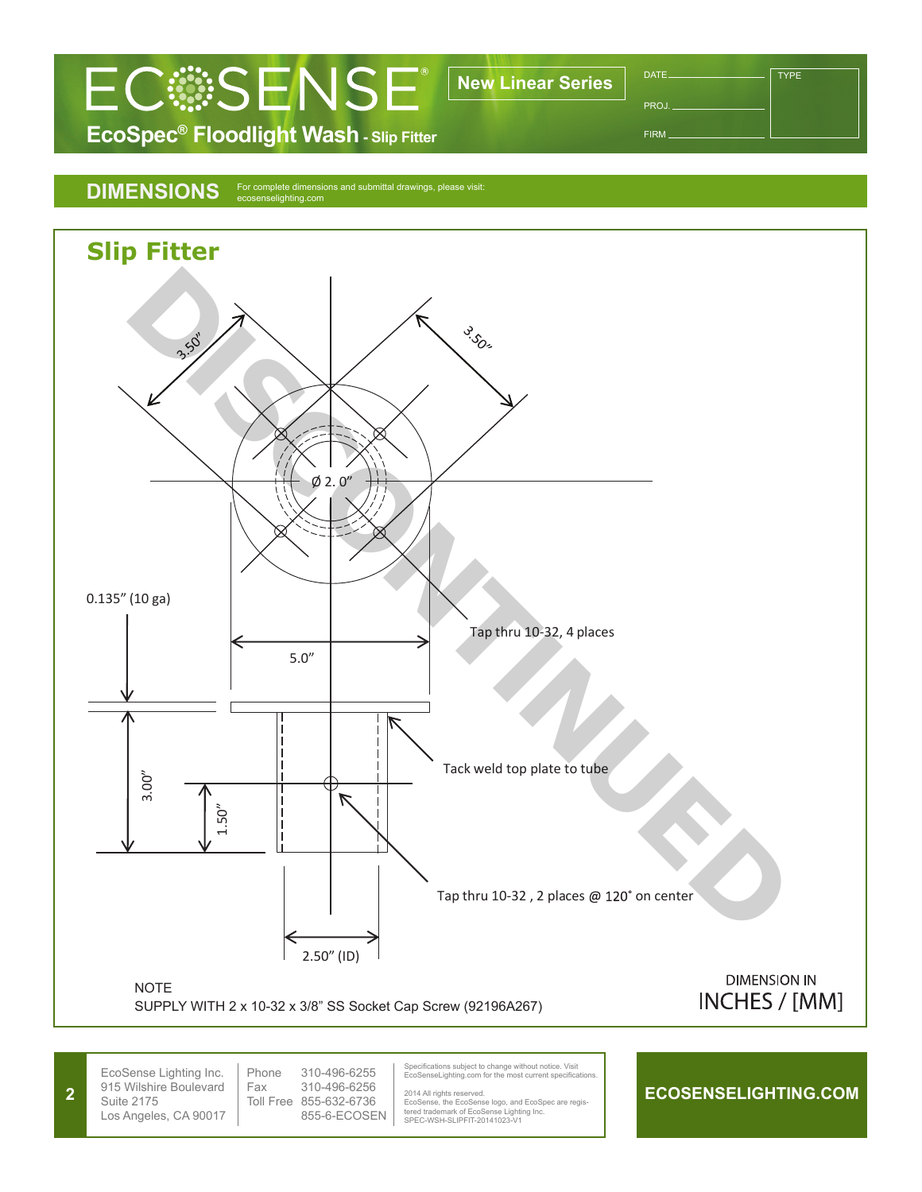# ECOSENSE®

**EcoSpec® Floodlight Wash - Slip Fitter**

New Linear Series

DATE
PROJ.
FIRM
TYPE

## DIMENSIONS

For complete dimensions and submittal drawings, please visit: ecosenselighting.com

### Slip Fitter

DISCONTINUED

3.50"
3.50"
Ø 2. 0"
0.135" (10 ga)
Tap thru 10-32, 4 places
5.0"
Tack weld top plate to tube
3.00"
1.50"
Tap thru 10-32 , 2 places @ 120˚ on center
2.50" (ID)

NOTE
SUPPLY WITH 2 x 10-32 x 3/8" SS Socket Cap Screw (92196A267)

DIMENSION IN
INCHES / [MM]

EcoSense Lighting Inc.
915 Wilshire Boulevard
Suite 2175
Los Angeles, CA 90017

Phone 310-496-6255
Fax 310-496-6256
Toll Free 855-632-6736
855-6-ECOSEN

Specifications subject to change without notice. Visit EcoSenseLighting.com for the most current specifications.

2014 All rights reserved.
EcoSense, the EcoSense logo, and EcoSpec are registered trademark of EcoSense Lighting Inc.
SPEC-WSH-SLIPFIT-20141023-V1

ECOSENSELIGHTING.COM